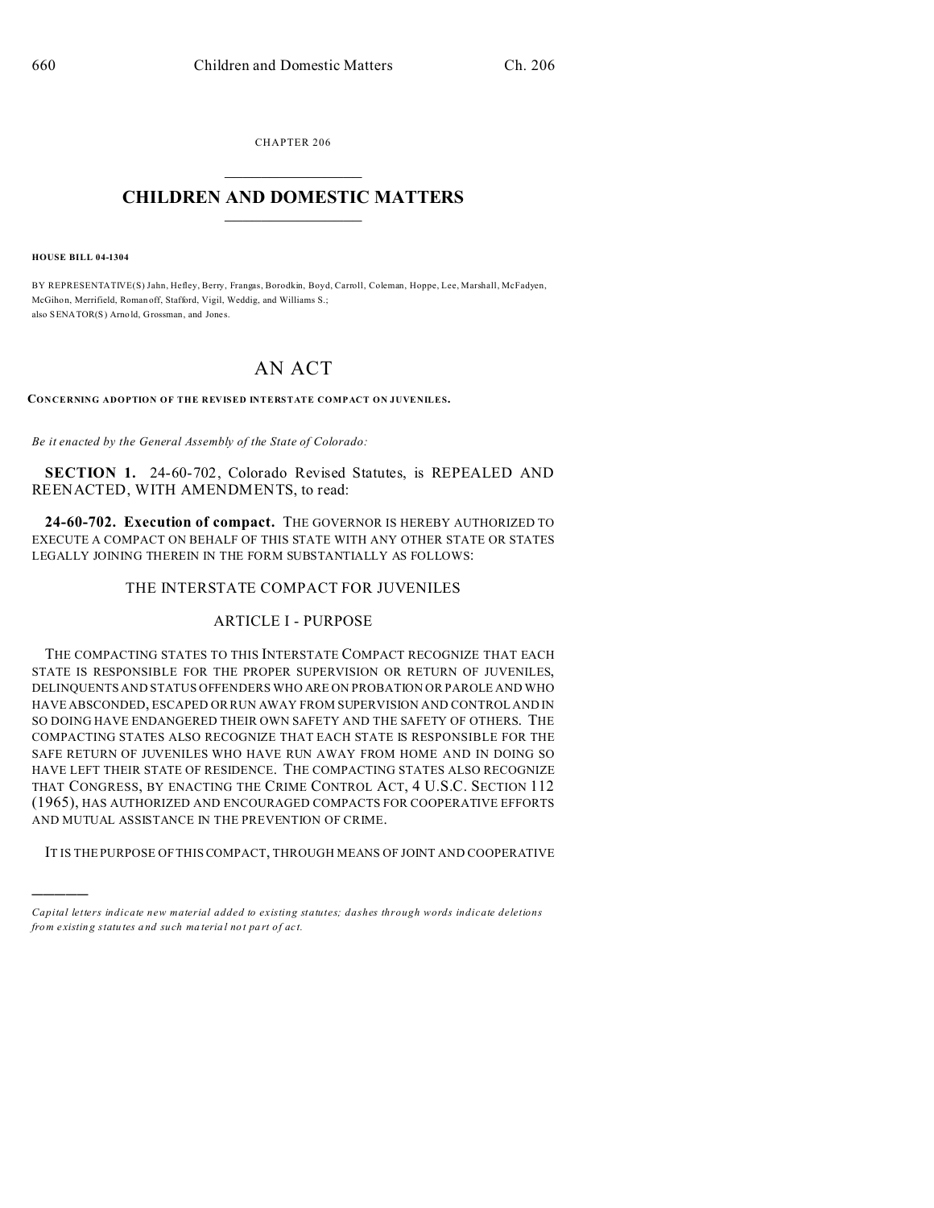CHAPTER 206

# CHILDREN AND DOMESTIC MATTERS

**HOUSE BILL 04-1304**

BY REPRESENTATIVE(S) Jahn, Hefley, Berry, Frangas, Borodkin, Boyd, Carroll, Coleman, Hoppe, Lee, Marshall, McFadyen, McGihon, Merrifield, Romanoff, Stafford, Vigil, Weddig, and Williams S.;
also SENATOR(S) Arnold, Grossman, and Jones.

# AN ACT

**CONCERNING ADOPTION OF THE REVISED INTERSTATE COMPACT ON JUVENILES.**

*Be it enacted by the General Assembly of the State of Colorado:*

**SECTION 1.** 24-60-702, Colorado Revised Statutes, is REPEALED AND REENACTED, WITH AMENDMENTS, to read:

**24-60-702. Execution of compact.** THE GOVERNOR IS HEREBY AUTHORIZED TO EXECUTE A COMPACT ON BEHALF OF THIS STATE WITH ANY OTHER STATE OR STATES LEGALLY JOINING THEREIN IN THE FORM SUBSTANTIALLY AS FOLLOWS:

## THE INTERSTATE COMPACT FOR JUVENILES

## ARTICLE I - PURPOSE

THE COMPACTING STATES TO THIS INTERSTATE COMPACT RECOGNIZE THAT EACH STATE IS RESPONSIBLE FOR THE PROPER SUPERVISION OR RETURN OF JUVENILES, DELINQUENTS AND STATUS OFFENDERS WHO ARE ON PROBATION OR PAROLE AND WHO HAVE ABSCONDED, ESCAPED OR RUN AWAY FROM SUPERVISION AND CONTROL AND IN SO DOING HAVE ENDANGERED THEIR OWN SAFETY AND THE SAFETY OF OTHERS. THE COMPACTING STATES ALSO RECOGNIZE THAT EACH STATE IS RESPONSIBLE FOR THE SAFE RETURN OF JUVENILES WHO HAVE RUN AWAY FROM HOME AND IN DOING SO HAVE LEFT THEIR STATE OF RESIDENCE. THE COMPACTING STATES ALSO RECOGNIZE THAT CONGRESS, BY ENACTING THE CRIME CONTROL ACT, 4 U.S.C. SECTION 112 (1965), HAS AUTHORIZED AND ENCOURAGED COMPACTS FOR COOPERATIVE EFFORTS AND MUTUAL ASSISTANCE IN THE PREVENTION OF CRIME.

IT IS THE PURPOSE OF THIS COMPACT, THROUGH MEANS OF JOINT AND COOPERATIVE

---

*Capital letters indicate new material added to existing statutes; dashes through words indicate deletions from existing statutes and such material not part of act.*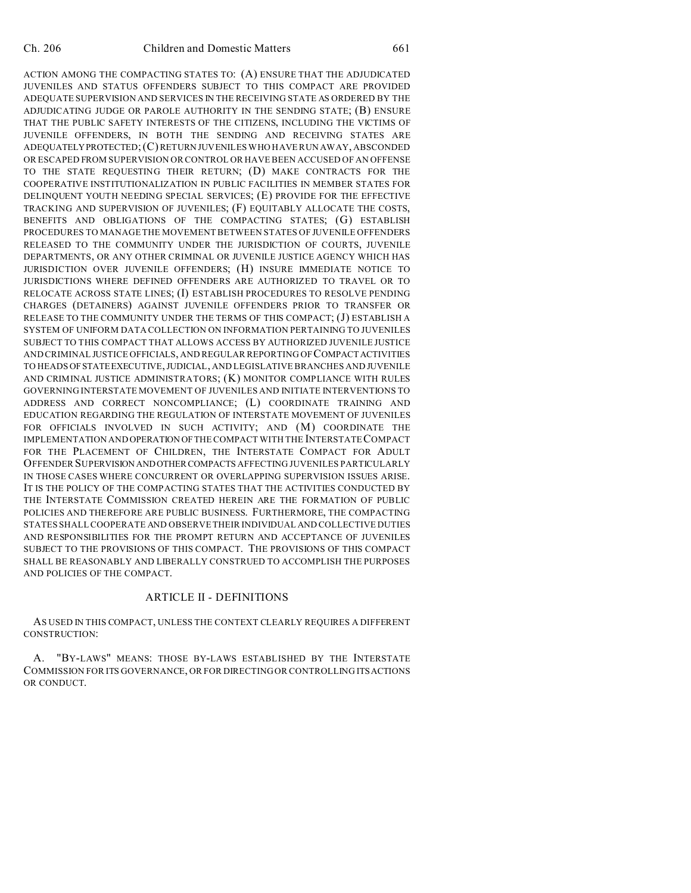ACTION AMONG THE COMPACTING STATES TO: (A) ENSURE THAT THE ADJUDICATED JUVENILES AND STATUS OFFENDERS SUBJECT TO THIS COMPACT ARE PROVIDED ADEQUATE SUPERVISION AND SERVICES IN THE RECEIVING STATE AS ORDERED BY THE ADJUDICATING JUDGE OR PAROLE AUTHORITY IN THE SENDING STATE; (B) ENSURE THAT THE PUBLIC SAFETY INTERESTS OF THE CITIZENS, INCLUDING THE VICTIMS OF JUVENILE OFFENDERS, IN BOTH THE SENDING AND RECEIVING STATES ARE ADEQUATELY PROTECTED; (C) RETURN JUVENILES WHO HAVE RUN AWAY, ABSCONDED OR ESCAPED FROM SUPERVISION OR CONTROL OR HAVE BEEN ACCUSED OF AN OFFENSE TO THE STATE REQUESTING THEIR RETURN; (D) MAKE CONTRACTS FOR THE COOPERATIVE INSTITUTIONALIZATION IN PUBLIC FACILITIES IN MEMBER STATES FOR DELINQUENT YOUTH NEEDING SPECIAL SERVICES; (E) PROVIDE FOR THE EFFECTIVE TRACKING AND SUPERVISION OF JUVENILES; (F) EQUITABLY ALLOCATE THE COSTS, BENEFITS AND OBLIGATIONS OF THE COMPACTING STATES; (G) ESTABLISH PROCEDURES TO MANAGE THE MOVEMENT BETWEEN STATES OF JUVENILE OFFENDERS RELEASED TO THE COMMUNITY UNDER THE JURISDICTION OF COURTS, JUVENILE DEPARTMENTS, OR ANY OTHER CRIMINAL OR JUVENILE JUSTICE AGENCY WHICH HAS JURISDICTION OVER JUVENILE OFFENDERS; (H) INSURE IMMEDIATE NOTICE TO JURISDICTIONS WHERE DEFINED OFFENDERS ARE AUTHORIZED TO TRAVEL OR TO RELOCATE ACROSS STATE LINES; (I) ESTABLISH PROCEDURES TO RESOLVE PENDING CHARGES (DETAINERS) AGAINST JUVENILE OFFENDERS PRIOR TO TRANSFER OR RELEASE TO THE COMMUNITY UNDER THE TERMS OF THIS COMPACT; (J) ESTABLISH A SYSTEM OF UNIFORM DATA COLLECTION ON INFORMATION PERTAINING TO JUVENILES SUBJECT TO THIS COMPACT THAT ALLOWS ACCESS BY AUTHORIZED JUVENILE JUSTICE AND CRIMINAL JUSTICE OFFICIALS, AND REGULAR REPORTING OF COMPACT ACTIVITIES TO HEADS OF STATE EXECUTIVE, JUDICIAL, AND LEGISLATIVE BRANCHES AND JUVENILE AND CRIMINAL JUSTICE ADMINISTRATORS; (K) MONITOR COMPLIANCE WITH RULES GOVERNING INTERSTATE MOVEMENT OF JUVENILES AND INITIATE INTERVENTIONS TO ADDRESS AND CORRECT NONCOMPLIANCE; (L) COORDINATE TRAINING AND EDUCATION REGARDING THE REGULATION OF INTERSTATE MOVEMENT OF JUVENILES FOR OFFICIALS INVOLVED IN SUCH ACTIVITY; AND (M) COORDINATE THE IMPLEMENTATION AND OPERATION OF THE COMPACT WITH THE INTERSTATE COMPACT FOR THE PLACEMENT OF CHILDREN, THE INTERSTATE COMPACT FOR ADULT OFFENDER SUPERVISION AND OTHER COMPACTS AFFECTING JUVENILES PARTICULARLY IN THOSE CASES WHERE CONCURRENT OR OVERLAPPING SUPERVISION ISSUES ARISE. IT IS THE POLICY OF THE COMPACTING STATES THAT THE ACTIVITIES CONDUCTED BY THE INTERSTATE COMMISSION CREATED HEREIN ARE THE FORMATION OF PUBLIC POLICIES AND THEREFORE ARE PUBLIC BUSINESS. FURTHERMORE, THE COMPACTING STATES SHALL COOPERATE AND OBSERVE THEIR INDIVIDUAL AND COLLECTIVE DUTIES AND RESPONSIBILITIES FOR THE PROMPT RETURN AND ACCEPTANCE OF JUVENILES SUBJECT TO THE PROVISIONS OF THIS COMPACT. THE PROVISIONS OF THIS COMPACT SHALL BE REASONABLY AND LIBERALLY CONSTRUED TO ACCOMPLISH THE PURPOSES AND POLICIES OF THE COMPACT.

## ARTICLE II - DEFINITIONS

AS USED IN THIS COMPACT, UNLESS THE CONTEXT CLEARLY REQUIRES A DIFFERENT CONSTRUCTION:

A. "BY-LAWS" MEANS: THOSE BY-LAWS ESTABLISHED BY THE INTERSTATE COMMISSION FOR ITS GOVERNANCE, OR FOR DIRECTING OR CONTROLLING ITS ACTIONS OR CONDUCT.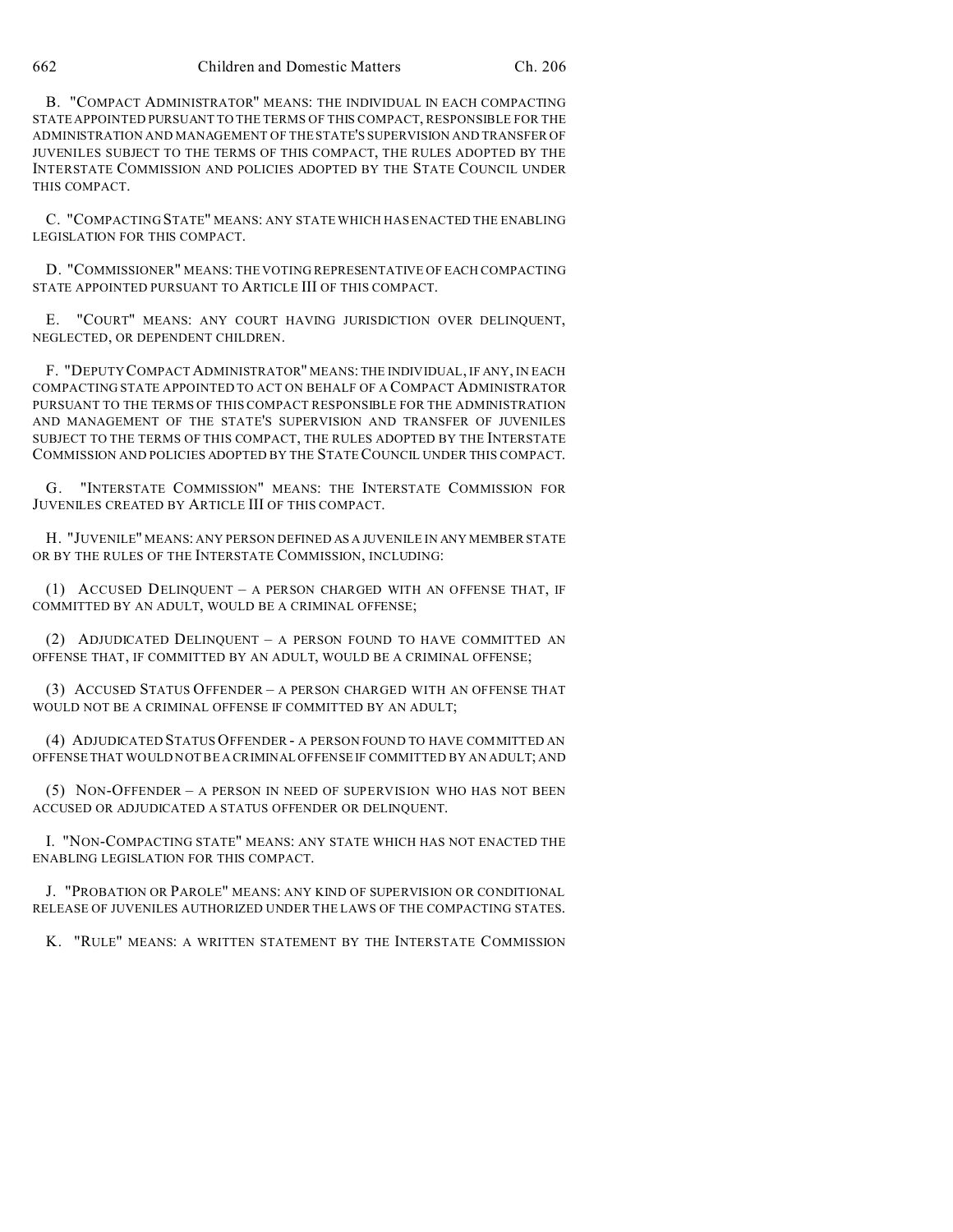B. "COMPACT ADMINISTRATOR" MEANS: THE INDIVIDUAL IN EACH COMPACTING STATE APPOINTED PURSUANT TO THE TERMS OF THIS COMPACT, RESPONSIBLE FOR THE ADMINISTRATION AND MANAGEMENT OF THE STATE'S SUPERVISION AND TRANSFER OF JUVENILES SUBJECT TO THE TERMS OF THIS COMPACT, THE RULES ADOPTED BY THE INTERSTATE COMMISSION AND POLICIES ADOPTED BY THE STATE COUNCIL UNDER THIS COMPACT.

C. "COMPACTING STATE" MEANS: ANY STATE WHICH HAS ENACTED THE ENABLING LEGISLATION FOR THIS COMPACT.

D. "COMMISSIONER" MEANS: THE VOTING REPRESENTATIVE OF EACH COMPACTING STATE APPOINTED PURSUANT TO ARTICLE III OF THIS COMPACT.

E. "COURT" MEANS: ANY COURT HAVING JURISDICTION OVER DELINQUENT, NEGLECTED, OR DEPENDENT CHILDREN.

F. "DEPUTY COMPACT ADMINISTRATOR" MEANS: THE INDIVIDUAL, IF ANY, IN EACH COMPACTING STATE APPOINTED TO ACT ON BEHALF OF A COMPACT ADMINISTRATOR PURSUANT TO THE TERMS OF THIS COMPACT RESPONSIBLE FOR THE ADMINISTRATION AND MANAGEMENT OF THE STATE'S SUPERVISION AND TRANSFER OF JUVENILES SUBJECT TO THE TERMS OF THIS COMPACT, THE RULES ADOPTED BY THE INTERSTATE COMMISSION AND POLICIES ADOPTED BY THE STATE COUNCIL UNDER THIS COMPACT.

G. "INTERSTATE COMMISSION" MEANS: THE INTERSTATE COMMISSION FOR JUVENILES CREATED BY ARTICLE III OF THIS COMPACT.

H. "JUVENILE" MEANS: ANY PERSON DEFINED AS A JUVENILE IN ANY MEMBER STATE OR BY THE RULES OF THE INTERSTATE COMMISSION, INCLUDING:

(1) ACCUSED DELINQUENT – A PERSON CHARGED WITH AN OFFENSE THAT, IF COMMITTED BY AN ADULT, WOULD BE A CRIMINAL OFFENSE;

(2) ADJUDICATED DELINQUENT – A PERSON FOUND TO HAVE COMMITTED AN OFFENSE THAT, IF COMMITTED BY AN ADULT, WOULD BE A CRIMINAL OFFENSE;

(3) ACCUSED STATUS OFFENDER – A PERSON CHARGED WITH AN OFFENSE THAT WOULD NOT BE A CRIMINAL OFFENSE IF COMMITTED BY AN ADULT;

(4) ADJUDICATED STATUS OFFENDER - A PERSON FOUND TO HAVE COMMITTED AN OFFENSE THAT WOULD NOT BE A CRIMINAL OFFENSE IF COMMITTED BY AN ADULT; AND

(5) NON-OFFENDER – A PERSON IN NEED OF SUPERVISION WHO HAS NOT BEEN ACCUSED OR ADJUDICATED A STATUS OFFENDER OR DELINQUENT.

I. "NON-COMPACTING STATE" MEANS: ANY STATE WHICH HAS NOT ENACTED THE ENABLING LEGISLATION FOR THIS COMPACT.

J. "PROBATION OR PAROLE" MEANS: ANY KIND OF SUPERVISION OR CONDITIONAL RELEASE OF JUVENILES AUTHORIZED UNDER THE LAWS OF THE COMPACTING STATES.

K. "RULE" MEANS: A WRITTEN STATEMENT BY THE INTERSTATE COMMISSION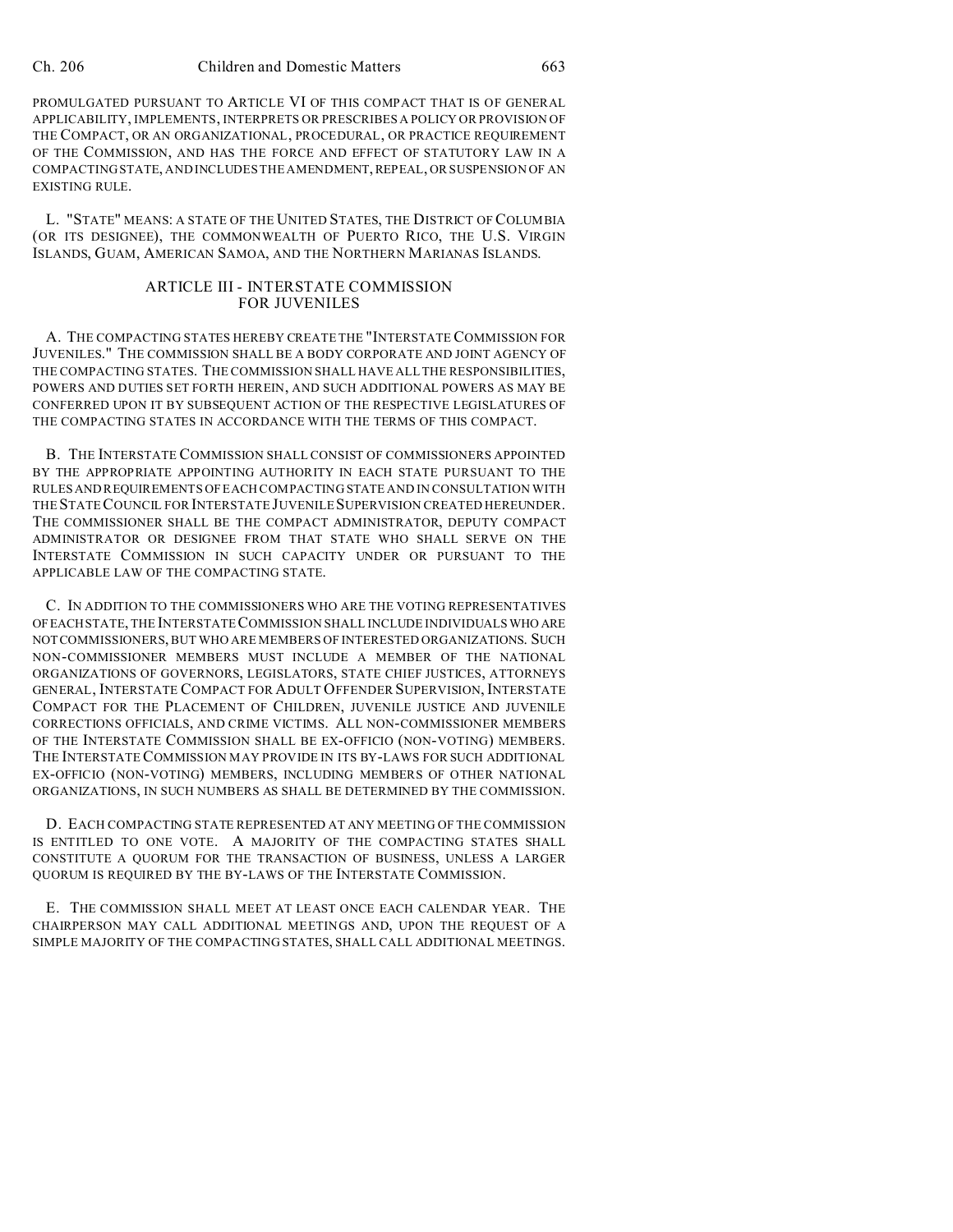PROMULGATED PURSUANT TO ARTICLE VI OF THIS COMPACT THAT IS OF GENERAL APPLICABILITY, IMPLEMENTS, INTERPRETS OR PRESCRIBES A POLICY OR PROVISION OF THE COMPACT, OR AN ORGANIZATIONAL, PROCEDURAL, OR PRACTICE REQUIREMENT OF THE COMMISSION, AND HAS THE FORCE AND EFFECT OF STATUTORY LAW IN A COMPACTING STATE, AND INCLUDES THE AMENDMENT, REPEAL, OR SUSPENSION OF AN EXISTING RULE.

L. "STATE" MEANS: A STATE OF THE UNITED STATES, THE DISTRICT OF COLUMBIA (OR ITS DESIGNEE), THE COMMONWEALTH OF PUERTO RICO, THE U.S. VIRGIN ISLANDS, GUAM, AMERICAN SAMOA, AND THE NORTHERN MARIANAS ISLANDS.

## ARTICLE III - INTERSTATE COMMISSION FOR JUVENILES

A. THE COMPACTING STATES HEREBY CREATE THE "INTERSTATE COMMISSION FOR JUVENILES." THE COMMISSION SHALL BE A BODY CORPORATE AND JOINT AGENCY OF THE COMPACTING STATES. THE COMMISSION SHALL HAVE ALL THE RESPONSIBILITIES, POWERS AND DUTIES SET FORTH HEREIN, AND SUCH ADDITIONAL POWERS AS MAY BE CONFERRED UPON IT BY SUBSEQUENT ACTION OF THE RESPECTIVE LEGISLATURES OF THE COMPACTING STATES IN ACCORDANCE WITH THE TERMS OF THIS COMPACT.

B. THE INTERSTATE COMMISSION SHALL CONSIST OF COMMISSIONERS APPOINTED BY THE APPROPRIATE APPOINTING AUTHORITY IN EACH STATE PURSUANT TO THE RULES AND REQUIREMENTS OF EACH COMPACTING STATE AND IN CONSULTATION WITH THE STATE COUNCIL FOR INTERSTATE JUVENILE SUPERVISION CREATED HEREUNDER. THE COMMISSIONER SHALL BE THE COMPACT ADMINISTRATOR, DEPUTY COMPACT ADMINISTRATOR OR DESIGNEE FROM THAT STATE WHO SHALL SERVE ON THE INTERSTATE COMMISSION IN SUCH CAPACITY UNDER OR PURSUANT TO THE APPLICABLE LAW OF THE COMPACTING STATE.

C. IN ADDITION TO THE COMMISSIONERS WHO ARE THE VOTING REPRESENTATIVES OF EACH STATE, THE INTERSTATE COMMISSION SHALL INCLUDE INDIVIDUALS WHO ARE NOT COMMISSIONERS, BUT WHO ARE MEMBERS OF INTERESTED ORGANIZATIONS. SUCH NON-COMMISSIONER MEMBERS MUST INCLUDE A MEMBER OF THE NATIONAL ORGANIZATIONS OF GOVERNORS, LEGISLATORS, STATE CHIEF JUSTICES, ATTORNEYS GENERAL, INTERSTATE COMPACT FOR ADULT OFFENDER SUPERVISION, INTERSTATE COMPACT FOR THE PLACEMENT OF CHILDREN, JUVENILE JUSTICE AND JUVENILE CORRECTIONS OFFICIALS, AND CRIME VICTIMS. ALL NON-COMMISSIONER MEMBERS OF THE INTERSTATE COMMISSION SHALL BE EX-OFFICIO (NON-VOTING) MEMBERS. THE INTERSTATE COMMISSION MAY PROVIDE IN ITS BY-LAWS FOR SUCH ADDITIONAL EX-OFFICIO (NON-VOTING) MEMBERS, INCLUDING MEMBERS OF OTHER NATIONAL ORGANIZATIONS, IN SUCH NUMBERS AS SHALL BE DETERMINED BY THE COMMISSION.

D. EACH COMPACTING STATE REPRESENTED AT ANY MEETING OF THE COMMISSION IS ENTITLED TO ONE VOTE. A MAJORITY OF THE COMPACTING STATES SHALL CONSTITUTE A QUORUM FOR THE TRANSACTION OF BUSINESS, UNLESS A LARGER QUORUM IS REQUIRED BY THE BY-LAWS OF THE INTERSTATE COMMISSION.

E. THE COMMISSION SHALL MEET AT LEAST ONCE EACH CALENDAR YEAR. THE CHAIRPERSON MAY CALL ADDITIONAL MEETINGS AND, UPON THE REQUEST OF A SIMPLE MAJORITY OF THE COMPACTING STATES, SHALL CALL ADDITIONAL MEETINGS.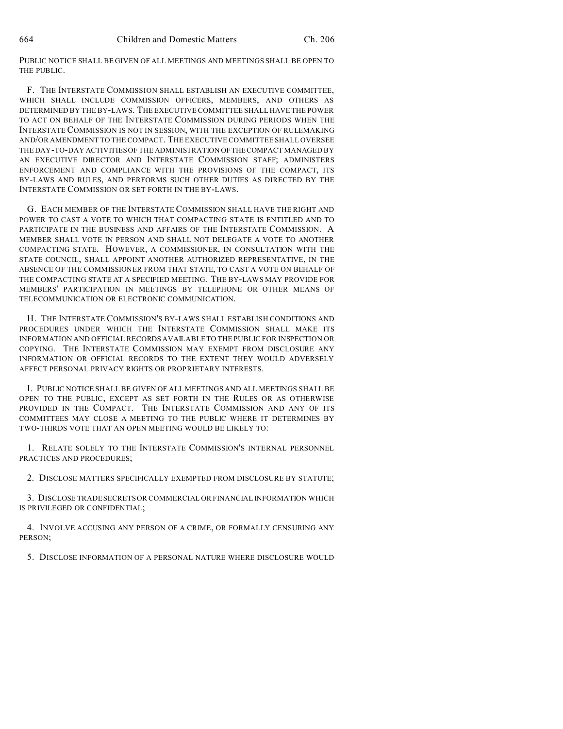PUBLIC NOTICE SHALL BE GIVEN OF ALL MEETINGS AND MEETINGS SHALL BE OPEN TO THE PUBLIC.

F. THE INTERSTATE COMMISSION SHALL ESTABLISH AN EXECUTIVE COMMITTEE, WHICH SHALL INCLUDE COMMISSION OFFICERS, MEMBERS, AND OTHERS AS DETERMINED BY THE BY-LAWS. THE EXECUTIVE COMMITTEE SHALL HAVE THE POWER TO ACT ON BEHALF OF THE INTERSTATE COMMISSION DURING PERIODS WHEN THE INTERSTATE COMMISSION IS NOT IN SESSION, WITH THE EXCEPTION OF RULEMAKING AND/OR AMENDMENT TO THE COMPACT. THE EXECUTIVE COMMITTEE SHALL OVERSEE THE DAY-TO-DAY ACTIVITIES OF THE ADMINISTRATION OF THE COMPACT MANAGED BY AN EXECUTIVE DIRECTOR AND INTERSTATE COMMISSION STAFF; ADMINISTERS ENFORCEMENT AND COMPLIANCE WITH THE PROVISIONS OF THE COMPACT, ITS BY-LAWS AND RULES, AND PERFORMS SUCH OTHER DUTIES AS DIRECTED BY THE INTERSTATE COMMISSION OR SET FORTH IN THE BY-LAWS.

G. EACH MEMBER OF THE INTERSTATE COMMISSION SHALL HAVE THE RIGHT AND POWER TO CAST A VOTE TO WHICH THAT COMPACTING STATE IS ENTITLED AND TO PARTICIPATE IN THE BUSINESS AND AFFAIRS OF THE INTERSTATE COMMISSION. A MEMBER SHALL VOTE IN PERSON AND SHALL NOT DELEGATE A VOTE TO ANOTHER COMPACTING STATE. HOWEVER, A COMMISSIONER, IN CONSULTATION WITH THE STATE COUNCIL, SHALL APPOINT ANOTHER AUTHORIZED REPRESENTATIVE, IN THE ABSENCE OF THE COMMISSIONER FROM THAT STATE, TO CAST A VOTE ON BEHALF OF THE COMPACTING STATE AT A SPECIFIED MEETING. THE BY-LAWS MAY PROVIDE FOR MEMBERS' PARTICIPATION IN MEETINGS BY TELEPHONE OR OTHER MEANS OF TELECOMMUNICATION OR ELECTRONIC COMMUNICATION.

H. THE INTERSTATE COMMISSION'S BY-LAWS SHALL ESTABLISH CONDITIONS AND PROCEDURES UNDER WHICH THE INTERSTATE COMMISSION SHALL MAKE ITS INFORMATION AND OFFICIAL RECORDS AVAILABLE TO THE PUBLIC FOR INSPECTION OR COPYING. THE INTERSTATE COMMISSION MAY EXEMPT FROM DISCLOSURE ANY INFORMATION OR OFFICIAL RECORDS TO THE EXTENT THEY WOULD ADVERSELY AFFECT PERSONAL PRIVACY RIGHTS OR PROPRIETARY INTERESTS.

I. PUBLIC NOTICE SHALL BE GIVEN OF ALL MEETINGS AND ALL MEETINGS SHALL BE OPEN TO THE PUBLIC, EXCEPT AS SET FORTH IN THE RULES OR AS OTHERWISE PROVIDED IN THE COMPACT. THE INTERSTATE COMMISSION AND ANY OF ITS COMMITTEES MAY CLOSE A MEETING TO THE PUBLIC WHERE IT DETERMINES BY TWO-THIRDS VOTE THAT AN OPEN MEETING WOULD BE LIKELY TO:

1. RELATE SOLELY TO THE INTERSTATE COMMISSION'S INTERNAL PERSONNEL PRACTICES AND PROCEDURES;

2. DISCLOSE MATTERS SPECIFICALLY EXEMPTED FROM DISCLOSURE BY STATUTE;

3. DISCLOSE TRADE SECRETS OR COMMERCIAL OR FINANCIAL INFORMATION WHICH IS PRIVILEGED OR CONFIDENTIAL;

4. INVOLVE ACCUSING ANY PERSON OF A CRIME, OR FORMALLY CENSURING ANY PERSON;

5. DISCLOSE INFORMATION OF A PERSONAL NATURE WHERE DISCLOSURE WOULD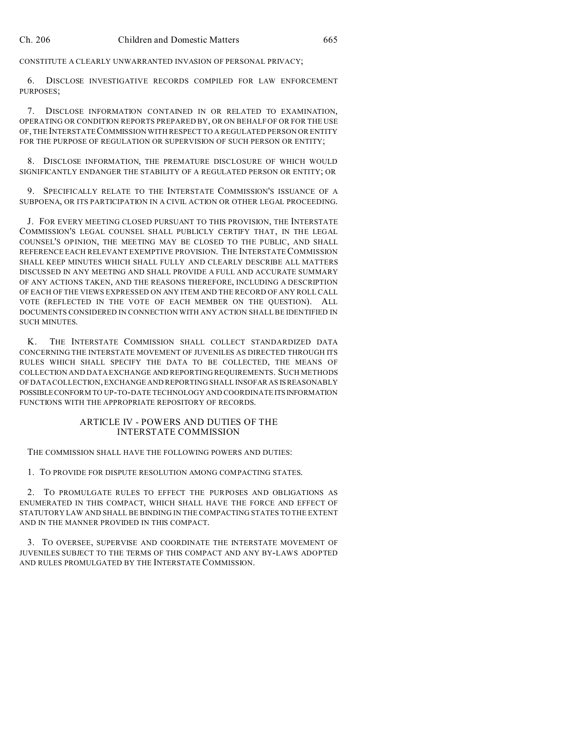CONSTITUTE A CLEARLY UNWARRANTED INVASION OF PERSONAL PRIVACY;

6. DISCLOSE INVESTIGATIVE RECORDS COMPILED FOR LAW ENFORCEMENT PURPOSES;

7. DISCLOSE INFORMATION CONTAINED IN OR RELATED TO EXAMINATION, OPERATING OR CONDITION REPORTS PREPARED BY, OR ON BEHALF OF OR FOR THE USE OF, THE INTERSTATE COMMISSION WITH RESPECT TO A REGULATED PERSON OR ENTITY FOR THE PURPOSE OF REGULATION OR SUPERVISION OF SUCH PERSON OR ENTITY;

8. DISCLOSE INFORMATION, THE PREMATURE DISCLOSURE OF WHICH WOULD SIGNIFICANTLY ENDANGER THE STABILITY OF A REGULATED PERSON OR ENTITY; OR

9. SPECIFICALLY RELATE TO THE INTERSTATE COMMISSION'S ISSUANCE OF A SUBPOENA, OR ITS PARTICIPATION IN A CIVIL ACTION OR OTHER LEGAL PROCEEDING.

J. FOR EVERY MEETING CLOSED PURSUANT TO THIS PROVISION, THE INTERSTATE COMMISSION'S LEGAL COUNSEL SHALL PUBLICLY CERTIFY THAT, IN THE LEGAL COUNSEL'S OPINION, THE MEETING MAY BE CLOSED TO THE PUBLIC, AND SHALL REFERENCE EACH RELEVANT EXEMPTIVE PROVISION. THE INTERSTATE COMMISSION SHALL KEEP MINUTES WHICH SHALL FULLY AND CLEARLY DESCRIBE ALL MATTERS DISCUSSED IN ANY MEETING AND SHALL PROVIDE A FULL AND ACCURATE SUMMARY OF ANY ACTIONS TAKEN, AND THE REASONS THEREFORE, INCLUDING A DESCRIPTION OF EACH OF THE VIEWS EXPRESSED ON ANY ITEM AND THE RECORD OF ANY ROLL CALL VOTE (REFLECTED IN THE VOTE OF EACH MEMBER ON THE QUESTION). ALL DOCUMENTS CONSIDERED IN CONNECTION WITH ANY ACTION SHALL BE IDENTIFIED IN SUCH MINUTES.

K. THE INTERSTATE COMMISSION SHALL COLLECT STANDARDIZED DATA CONCERNING THE INTERSTATE MOVEMENT OF JUVENILES AS DIRECTED THROUGH ITS RULES WHICH SHALL SPECIFY THE DATA TO BE COLLECTED, THE MEANS OF COLLECTION AND DATA EXCHANGE AND REPORTING REQUIREMENTS. SUCH METHODS OF DATA COLLECTION, EXCHANGE AND REPORTING SHALL INSOFAR AS IS REASONABLY POSSIBLE CONFORM TO UP-TO-DATE TECHNOLOGY AND COORDINATE ITS INFORMATION FUNCTIONS WITH THE APPROPRIATE REPOSITORY OF RECORDS.

## ARTICLE IV - POWERS AND DUTIES OF THE INTERSTATE COMMISSION

THE COMMISSION SHALL HAVE THE FOLLOWING POWERS AND DUTIES:

1. TO PROVIDE FOR DISPUTE RESOLUTION AMONG COMPACTING STATES.

2. TO PROMULGATE RULES TO EFFECT THE PURPOSES AND OBLIGATIONS AS ENUMERATED IN THIS COMPACT, WHICH SHALL HAVE THE FORCE AND EFFECT OF STATUTORY LAW AND SHALL BE BINDING IN THE COMPACTING STATES TO THE EXTENT AND IN THE MANNER PROVIDED IN THIS COMPACT.

3. TO OVERSEE, SUPERVISE AND COORDINATE THE INTERSTATE MOVEMENT OF JUVENILES SUBJECT TO THE TERMS OF THIS COMPACT AND ANY BY-LAWS ADOPTED AND RULES PROMULGATED BY THE INTERSTATE COMMISSION.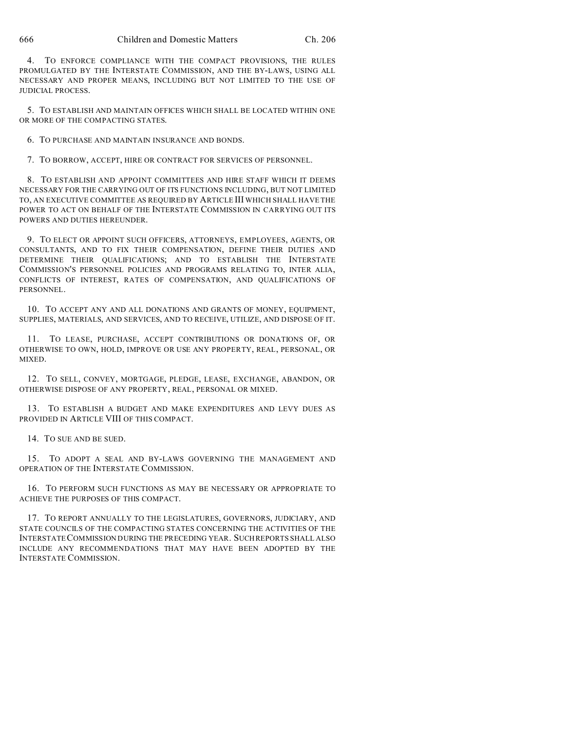4. TO ENFORCE COMPLIANCE WITH THE COMPACT PROVISIONS, THE RULES PROMULGATED BY THE INTERSTATE COMMISSION, AND THE BY-LAWS, USING ALL NECESSARY AND PROPER MEANS, INCLUDING BUT NOT LIMITED TO THE USE OF JUDICIAL PROCESS.

5. TO ESTABLISH AND MAINTAIN OFFICES WHICH SHALL BE LOCATED WITHIN ONE OR MORE OF THE COMPACTING STATES.

6. TO PURCHASE AND MAINTAIN INSURANCE AND BONDS.

7. TO BORROW, ACCEPT, HIRE OR CONTRACT FOR SERVICES OF PERSONNEL.

8. TO ESTABLISH AND APPOINT COMMITTEES AND HIRE STAFF WHICH IT DEEMS NECESSARY FOR THE CARRYING OUT OF ITS FUNCTIONS INCLUDING, BUT NOT LIMITED TO, AN EXECUTIVE COMMITTEE AS REQUIRED BY ARTICLE III WHICH SHALL HAVE THE POWER TO ACT ON BEHALF OF THE INTERSTATE COMMISSION IN CARRYING OUT ITS POWERS AND DUTIES HEREUNDER.

9. TO ELECT OR APPOINT SUCH OFFICERS, ATTORNEYS, EMPLOYEES, AGENTS, OR CONSULTANTS, AND TO FIX THEIR COMPENSATION, DEFINE THEIR DUTIES AND DETERMINE THEIR QUALIFICATIONS; AND TO ESTABLISH THE INTERSTATE COMMISSION'S PERSONNEL POLICIES AND PROGRAMS RELATING TO, INTER ALIA, CONFLICTS OF INTEREST, RATES OF COMPENSATION, AND QUALIFICATIONS OF PERSONNEL.

10. TO ACCEPT ANY AND ALL DONATIONS AND GRANTS OF MONEY, EQUIPMENT, SUPPLIES, MATERIALS, AND SERVICES, AND TO RECEIVE, UTILIZE, AND DISPOSE OF IT.

11. TO LEASE, PURCHASE, ACCEPT CONTRIBUTIONS OR DONATIONS OF, OR OTHERWISE TO OWN, HOLD, IMPROVE OR USE ANY PROPERTY, REAL, PERSONAL, OR MIXED.

12. TO SELL, CONVEY, MORTGAGE, PLEDGE, LEASE, EXCHANGE, ABANDON, OR OTHERWISE DISPOSE OF ANY PROPERTY, REAL, PERSONAL OR MIXED.

13. TO ESTABLISH A BUDGET AND MAKE EXPENDITURES AND LEVY DUES AS PROVIDED IN ARTICLE VIII OF THIS COMPACT.

14. TO SUE AND BE SUED.

15. TO ADOPT A SEAL AND BY-LAWS GOVERNING THE MANAGEMENT AND OPERATION OF THE INTERSTATE COMMISSION.

16. TO PERFORM SUCH FUNCTIONS AS MAY BE NECESSARY OR APPROPRIATE TO ACHIEVE THE PURPOSES OF THIS COMPACT.

17. TO REPORT ANNUALLY TO THE LEGISLATURES, GOVERNORS, JUDICIARY, AND STATE COUNCILS OF THE COMPACTING STATES CONCERNING THE ACTIVITIES OF THE INTERSTATE COMMISSION DURING THE PRECEDING YEAR. SUCH REPORTS SHALL ALSO INCLUDE ANY RECOMMENDATIONS THAT MAY HAVE BEEN ADOPTED BY THE INTERSTATE COMMISSION.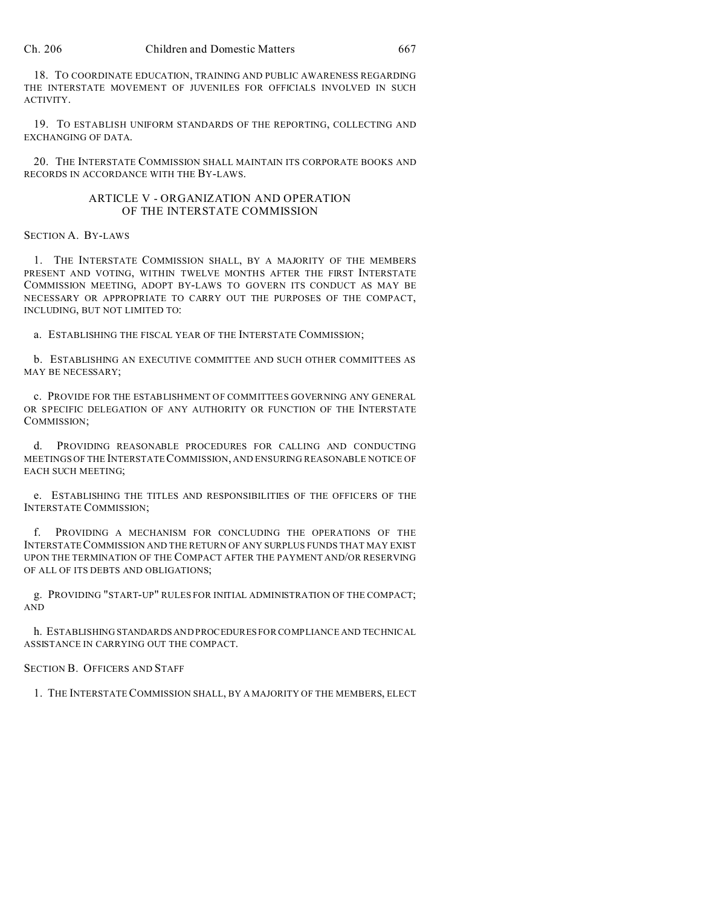18. TO COORDINATE EDUCATION, TRAINING AND PUBLIC AWARENESS REGARDING THE INTERSTATE MOVEMENT OF JUVENILES FOR OFFICIALS INVOLVED IN SUCH ACTIVITY.

19. TO ESTABLISH UNIFORM STANDARDS OF THE REPORTING, COLLECTING AND EXCHANGING OF DATA.

20. THE INTERSTATE COMMISSION SHALL MAINTAIN ITS CORPORATE BOOKS AND RECORDS IN ACCORDANCE WITH THE BY-LAWS.

## ARTICLE V - ORGANIZATION AND OPERATION OF THE INTERSTATE COMMISSION

SECTION A. BY-LAWS

1. THE INTERSTATE COMMISSION SHALL, BY A MAJORITY OF THE MEMBERS PRESENT AND VOTING, WITHIN TWELVE MONTHS AFTER THE FIRST INTERSTATE COMMISSION MEETING, ADOPT BY-LAWS TO GOVERN ITS CONDUCT AS MAY BE NECESSARY OR APPROPRIATE TO CARRY OUT THE PURPOSES OF THE COMPACT, INCLUDING, BUT NOT LIMITED TO:

a. ESTABLISHING THE FISCAL YEAR OF THE INTERSTATE COMMISSION;

b. ESTABLISHING AN EXECUTIVE COMMITTEE AND SUCH OTHER COMMITTEES AS MAY BE NECESSARY;

c. PROVIDE FOR THE ESTABLISHMENT OF COMMITTEES GOVERNING ANY GENERAL OR SPECIFIC DELEGATION OF ANY AUTHORITY OR FUNCTION OF THE INTERSTATE COMMISSION;

d. PROVIDING REASONABLE PROCEDURES FOR CALLING AND CONDUCTING MEETINGS OF THE INTERSTATE COMMISSION, AND ENSURING REASONABLE NOTICE OF EACH SUCH MEETING;

e. ESTABLISHING THE TITLES AND RESPONSIBILITIES OF THE OFFICERS OF THE INTERSTATE COMMISSION;

f. PROVIDING A MECHANISM FOR CONCLUDING THE OPERATIONS OF THE INTERSTATE COMMISSION AND THE RETURN OF ANY SURPLUS FUNDS THAT MAY EXIST UPON THE TERMINATION OF THE COMPACT AFTER THE PAYMENT AND/OR RESERVING OF ALL OF ITS DEBTS AND OBLIGATIONS;

g. PROVIDING "START-UP" RULES FOR INITIAL ADMINISTRATION OF THE COMPACT; AND

h. ESTABLISHING STANDARDS AND PROCEDURES FOR COMPLIANCE AND TECHNICAL ASSISTANCE IN CARRYING OUT THE COMPACT.

SECTION B. OFFICERS AND STAFF

1. THE INTERSTATE COMMISSION SHALL, BY A MAJORITY OF THE MEMBERS, ELECT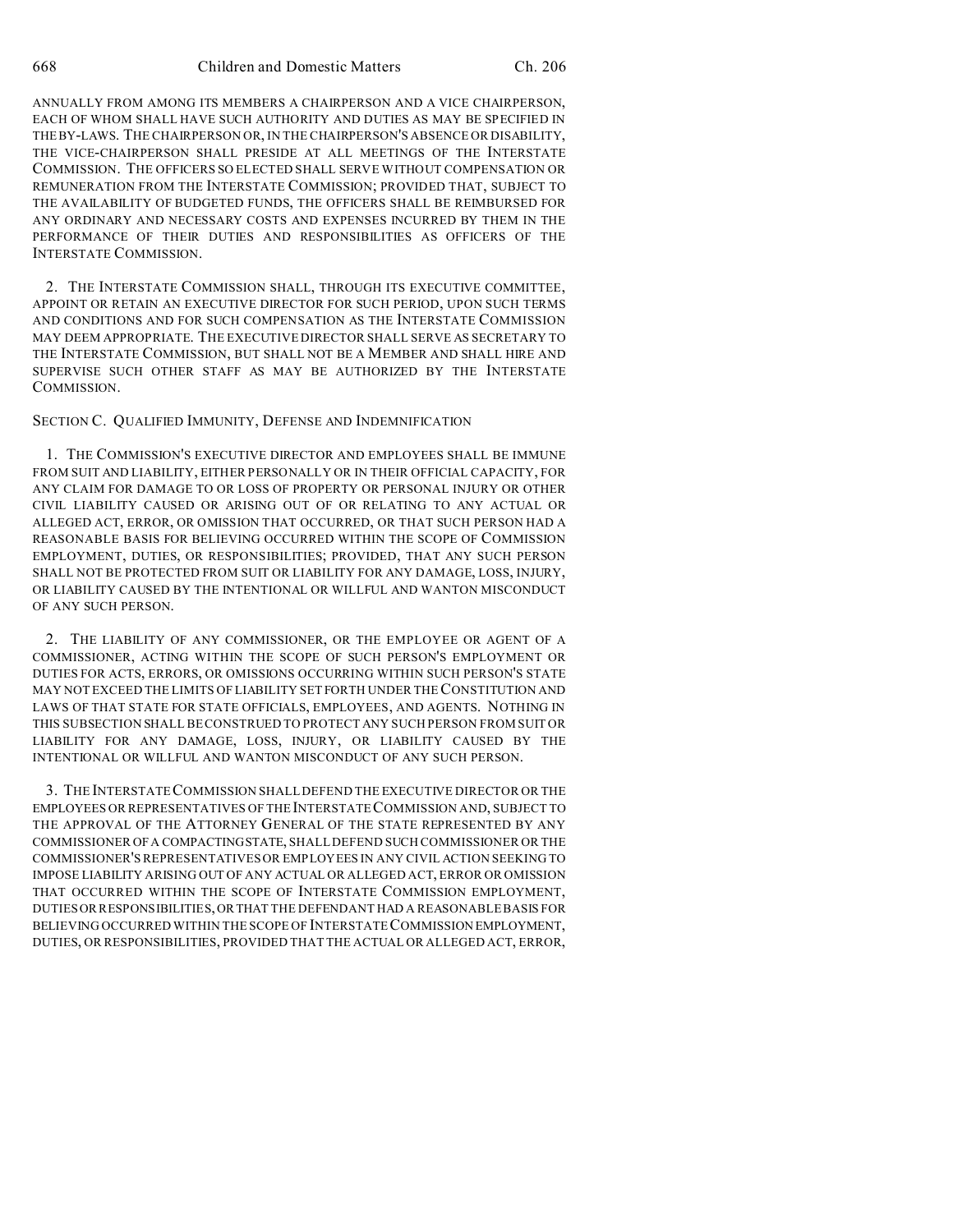ANNUALLY FROM AMONG ITS MEMBERS A CHAIRPERSON AND A VICE CHAIRPERSON, EACH OF WHOM SHALL HAVE SUCH AUTHORITY AND DUTIES AS MAY BE SPECIFIED IN THE BY-LAWS. THE CHAIRPERSON OR, IN THE CHAIRPERSON'S ABSENCE OR DISABILITY, THE VICE-CHAIRPERSON SHALL PRESIDE AT ALL MEETINGS OF THE INTERSTATE COMMISSION. THE OFFICERS SO ELECTED SHALL SERVE WITHOUT COMPENSATION OR REMUNERATION FROM THE INTERSTATE COMMISSION; PROVIDED THAT, SUBJECT TO THE AVAILABILITY OF BUDGETED FUNDS, THE OFFICERS SHALL BE REIMBURSED FOR ANY ORDINARY AND NECESSARY COSTS AND EXPENSES INCURRED BY THEM IN THE PERFORMANCE OF THEIR DUTIES AND RESPONSIBILITIES AS OFFICERS OF THE INTERSTATE COMMISSION.

2. THE INTERSTATE COMMISSION SHALL, THROUGH ITS EXECUTIVE COMMITTEE, APPOINT OR RETAIN AN EXECUTIVE DIRECTOR FOR SUCH PERIOD, UPON SUCH TERMS AND CONDITIONS AND FOR SUCH COMPENSATION AS THE INTERSTATE COMMISSION MAY DEEM APPROPRIATE. THE EXECUTIVE DIRECTOR SHALL SERVE AS SECRETARY TO THE INTERSTATE COMMISSION, BUT SHALL NOT BE A MEMBER AND SHALL HIRE AND SUPERVISE SUCH OTHER STAFF AS MAY BE AUTHORIZED BY THE INTERSTATE COMMISSION.

SECTION C. QUALIFIED IMMUNITY, DEFENSE AND INDEMNIFICATION

1. THE COMMISSION'S EXECUTIVE DIRECTOR AND EMPLOYEES SHALL BE IMMUNE FROM SUIT AND LIABILITY, EITHER PERSONALLY OR IN THEIR OFFICIAL CAPACITY, FOR ANY CLAIM FOR DAMAGE TO OR LOSS OF PROPERTY OR PERSONAL INJURY OR OTHER CIVIL LIABILITY CAUSED OR ARISING OUT OF OR RELATING TO ANY ACTUAL OR ALLEGED ACT, ERROR, OR OMISSION THAT OCCURRED, OR THAT SUCH PERSON HAD A REASONABLE BASIS FOR BELIEVING OCCURRED WITHIN THE SCOPE OF COMMISSION EMPLOYMENT, DUTIES, OR RESPONSIBILITIES; PROVIDED, THAT ANY SUCH PERSON SHALL NOT BE PROTECTED FROM SUIT OR LIABILITY FOR ANY DAMAGE, LOSS, INJURY, OR LIABILITY CAUSED BY THE INTENTIONAL OR WILLFUL AND WANTON MISCONDUCT OF ANY SUCH PERSON.

2. THE LIABILITY OF ANY COMMISSIONER, OR THE EMPLOYEE OR AGENT OF A COMMISSIONER, ACTING WITHIN THE SCOPE OF SUCH PERSON'S EMPLOYMENT OR DUTIES FOR ACTS, ERRORS, OR OMISSIONS OCCURRING WITHIN SUCH PERSON'S STATE MAY NOT EXCEED THE LIMITS OF LIABILITY SET FORTH UNDER THE CONSTITUTION AND LAWS OF THAT STATE FOR STATE OFFICIALS, EMPLOYEES, AND AGENTS. NOTHING IN THIS SUBSECTION SHALL BE CONSTRUED TO PROTECT ANY SUCH PERSON FROM SUIT OR LIABILITY FOR ANY DAMAGE, LOSS, INJURY, OR LIABILITY CAUSED BY THE INTENTIONAL OR WILLFUL AND WANTON MISCONDUCT OF ANY SUCH PERSON.

3. THE INTERSTATE COMMISSION SHALL DEFEND THE EXECUTIVE DIRECTOR OR THE EMPLOYEES OR REPRESENTATIVES OF THE INTERSTATE COMMISSION AND, SUBJECT TO THE APPROVAL OF THE ATTORNEY GENERAL OF THE STATE REPRESENTED BY ANY COMMISSIONER OF A COMPACTING STATE, SHALL DEFEND SUCH COMMISSIONER OR THE COMMISSIONER'S REPRESENTATIVES OR EMPLOYEES IN ANY CIVIL ACTION SEEKING TO IMPOSE LIABILITY ARISING OUT OF ANY ACTUAL OR ALLEGED ACT, ERROR OR OMISSION THAT OCCURRED WITHIN THE SCOPE OF INTERSTATE COMMISSION EMPLOYMENT, DUTIES OR RESPONSIBILITIES, OR THAT THE DEFENDANT HAD A REASONABLE BASIS FOR BELIEVING OCCURRED WITHIN THE SCOPE OF INTERSTATE COMMISSION EMPLOYMENT, DUTIES, OR RESPONSIBILITIES, PROVIDED THAT THE ACTUAL OR ALLEGED ACT, ERROR,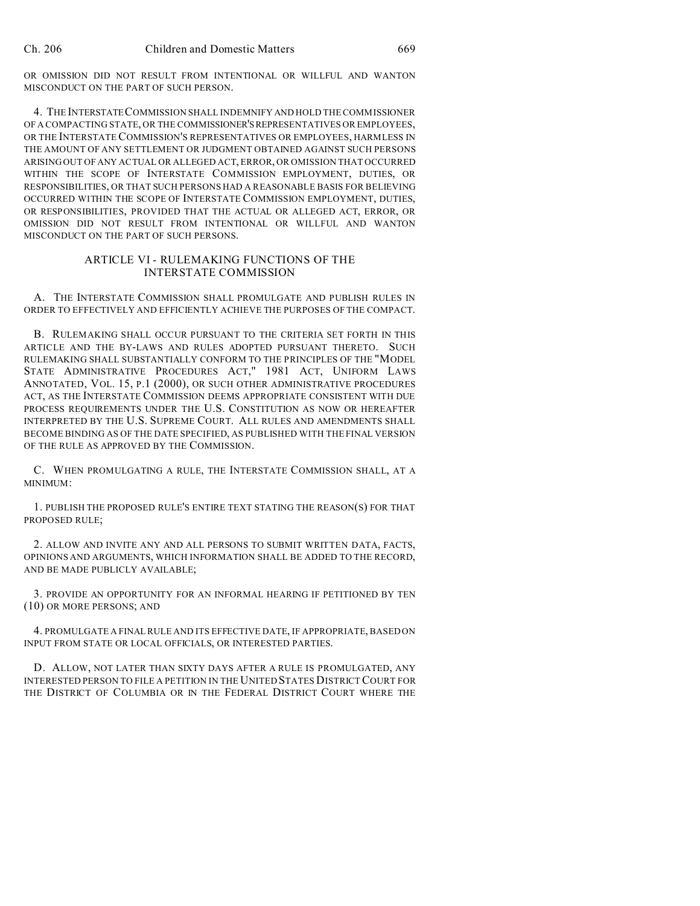OR OMISSION DID NOT RESULT FROM INTENTIONAL OR WILLFUL AND WANTON MISCONDUCT ON THE PART OF SUCH PERSON.

4. THE INTERSTATE COMMISSION SHALL INDEMNIFY AND HOLD THE COMMISSIONER OF A COMPACTING STATE, OR THE COMMISSIONER'S REPRESENTATIVES OR EMPLOYEES, OR THE INTERSTATE COMMISSION'S REPRESENTATIVES OR EMPLOYEES, HARMLESS IN THE AMOUNT OF ANY SETTLEMENT OR JUDGMENT OBTAINED AGAINST SUCH PERSONS ARISING OUT OF ANY ACTUAL OR ALLEGED ACT, ERROR, OR OMISSION THAT OCCURRED WITHIN THE SCOPE OF INTERSTATE COMMISSION EMPLOYMENT, DUTIES, OR RESPONSIBILITIES, OR THAT SUCH PERSONS HAD A REASONABLE BASIS FOR BELIEVING OCCURRED WITHIN THE SCOPE OF INTERSTATE COMMISSION EMPLOYMENT, DUTIES, OR RESPONSIBILITIES, PROVIDED THAT THE ACTUAL OR ALLEGED ACT, ERROR, OR OMISSION DID NOT RESULT FROM INTENTIONAL OR WILLFUL AND WANTON MISCONDUCT ON THE PART OF SUCH PERSONS.

## ARTICLE VI - RULEMAKING FUNCTIONS OF THE INTERSTATE COMMISSION

A. THE INTERSTATE COMMISSION SHALL PROMULGATE AND PUBLISH RULES IN ORDER TO EFFECTIVELY AND EFFICIENTLY ACHIEVE THE PURPOSES OF THE COMPACT.

B. RULEMAKING SHALL OCCUR PURSUANT TO THE CRITERIA SET FORTH IN THIS ARTICLE AND THE BY-LAWS AND RULES ADOPTED PURSUANT THERETO. SUCH RULEMAKING SHALL SUBSTANTIALLY CONFORM TO THE PRINCIPLES OF THE "MODEL STATE ADMINISTRATIVE PROCEDURES ACT," 1981 ACT, UNIFORM LAWS ANNOTATED, VOL. 15, P.1 (2000), OR SUCH OTHER ADMINISTRATIVE PROCEDURES ACT, AS THE INTERSTATE COMMISSION DEEMS APPROPRIATE CONSISTENT WITH DUE PROCESS REQUIREMENTS UNDER THE U.S. CONSTITUTION AS NOW OR HEREAFTER INTERPRETED BY THE U.S. SUPREME COURT. ALL RULES AND AMENDMENTS SHALL BECOME BINDING AS OF THE DATE SPECIFIED, AS PUBLISHED WITH THE FINAL VERSION OF THE RULE AS APPROVED BY THE COMMISSION.

C. WHEN PROMULGATING A RULE, THE INTERSTATE COMMISSION SHALL, AT A MINIMUM:

1. PUBLISH THE PROPOSED RULE'S ENTIRE TEXT STATING THE REASON(S) FOR THAT PROPOSED RULE;

2. ALLOW AND INVITE ANY AND ALL PERSONS TO SUBMIT WRITTEN DATA, FACTS, OPINIONS AND ARGUMENTS, WHICH INFORMATION SHALL BE ADDED TO THE RECORD, AND BE MADE PUBLICLY AVAILABLE;

3. PROVIDE AN OPPORTUNITY FOR AN INFORMAL HEARING IF PETITIONED BY TEN (10) OR MORE PERSONS; AND

4. PROMULGATE A FINAL RULE AND ITS EFFECTIVE DATE, IF APPROPRIATE, BASED ON INPUT FROM STATE OR LOCAL OFFICIALS, OR INTERESTED PARTIES.

D. ALLOW, NOT LATER THAN SIXTY DAYS AFTER A RULE IS PROMULGATED, ANY INTERESTED PERSON TO FILE A PETITION IN THE UNITED STATES DISTRICT COURT FOR THE DISTRICT OF COLUMBIA OR IN THE FEDERAL DISTRICT COURT WHERE THE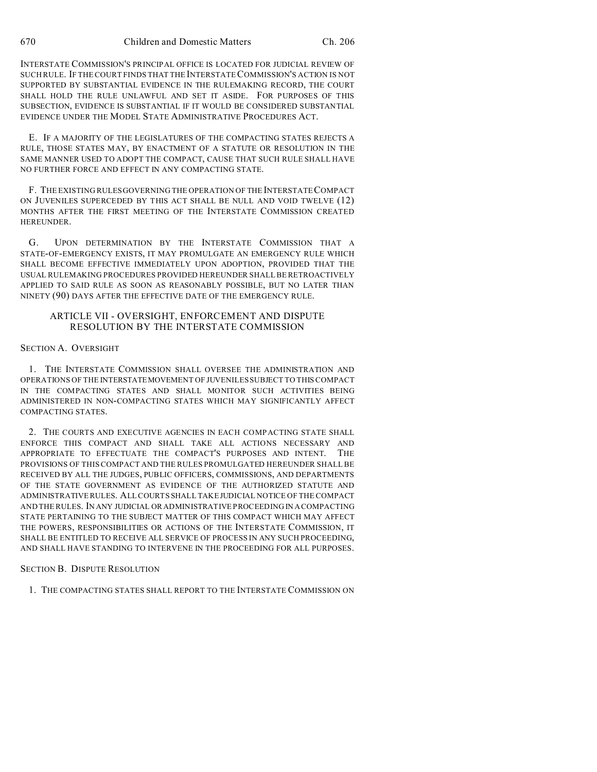INTERSTATE COMMISSION'S PRINCIPAL OFFICE IS LOCATED FOR JUDICIAL REVIEW OF SUCH RULE. IF THE COURT FINDS THAT THE INTERSTATE COMMISSION'S ACTION IS NOT SUPPORTED BY SUBSTANTIAL EVIDENCE IN THE RULEMAKING RECORD, THE COURT SHALL HOLD THE RULE UNLAWFUL AND SET IT ASIDE. FOR PURPOSES OF THIS SUBSECTION, EVIDENCE IS SUBSTANTIAL IF IT WOULD BE CONSIDERED SUBSTANTIAL EVIDENCE UNDER THE MODEL STATE ADMINISTRATIVE PROCEDURES ACT.

E. IF A MAJORITY OF THE LEGISLATURES OF THE COMPACTING STATES REJECTS A RULE, THOSE STATES MAY, BY ENACTMENT OF A STATUTE OR RESOLUTION IN THE SAME MANNER USED TO ADOPT THE COMPACT, CAUSE THAT SUCH RULE SHALL HAVE NO FURTHER FORCE AND EFFECT IN ANY COMPACTING STATE.

F. THE EXISTING RULES GOVERNING THE OPERATION OF THE INTERSTATE COMPACT ON JUVENILES SUPERCEDED BY THIS ACT SHALL BE NULL AND VOID TWELVE (12) MONTHS AFTER THE FIRST MEETING OF THE INTERSTATE COMMISSION CREATED HEREUNDER.

G. UPON DETERMINATION BY THE INTERSTATE COMMISSION THAT A STATE-OF-EMERGENCY EXISTS, IT MAY PROMULGATE AN EMERGENCY RULE WHICH SHALL BECOME EFFECTIVE IMMEDIATELY UPON ADOPTION, PROVIDED THAT THE USUAL RULEMAKING PROCEDURES PROVIDED HEREUNDER SHALL BE RETROACTIVELY APPLIED TO SAID RULE AS SOON AS REASONABLY POSSIBLE, BUT NO LATER THAN NINETY (90) DAYS AFTER THE EFFECTIVE DATE OF THE EMERGENCY RULE.

## ARTICLE VII - OVERSIGHT, ENFORCEMENT AND DISPUTE RESOLUTION BY THE INTERSTATE COMMISSION

SECTION A. OVERSIGHT

1. THE INTERSTATE COMMISSION SHALL OVERSEE THE ADMINISTRATION AND OPERATIONS OF THE INTERSTATE MOVEMENT OF JUVENILES SUBJECT TO THIS COMPACT IN THE COMPACTING STATES AND SHALL MONITOR SUCH ACTIVITIES BEING ADMINISTERED IN NON-COMPACTING STATES WHICH MAY SIGNIFICANTLY AFFECT COMPACTING STATES.

2. THE COURTS AND EXECUTIVE AGENCIES IN EACH COMPACTING STATE SHALL ENFORCE THIS COMPACT AND SHALL TAKE ALL ACTIONS NECESSARY AND APPROPRIATE TO EFFECTUATE THE COMPACT'S PURPOSES AND INTENT. THE PROVISIONS OF THIS COMPACT AND THE RULES PROMULGATED HEREUNDER SHALL BE RECEIVED BY ALL THE JUDGES, PUBLIC OFFICERS, COMMISSIONS, AND DEPARTMENTS OF THE STATE GOVERNMENT AS EVIDENCE OF THE AUTHORIZED STATUTE AND ADMINISTRATIVE RULES. ALL COURTS SHALL TAKE JUDICIAL NOTICE OF THE COMPACT AND THE RULES. IN ANY JUDICIAL OR ADMINISTRATIVE PROCEEDING IN A COMPACTING STATE PERTAINING TO THE SUBJECT MATTER OF THIS COMPACT WHICH MAY AFFECT THE POWERS, RESPONSIBILITIES OR ACTIONS OF THE INTERSTATE COMMISSION, IT SHALL BE ENTITLED TO RECEIVE ALL SERVICE OF PROCESS IN ANY SUCH PROCEEDING, AND SHALL HAVE STANDING TO INTERVENE IN THE PROCEEDING FOR ALL PURPOSES.

SECTION B. DISPUTE RESOLUTION

1. THE COMPACTING STATES SHALL REPORT TO THE INTERSTATE COMMISSION ON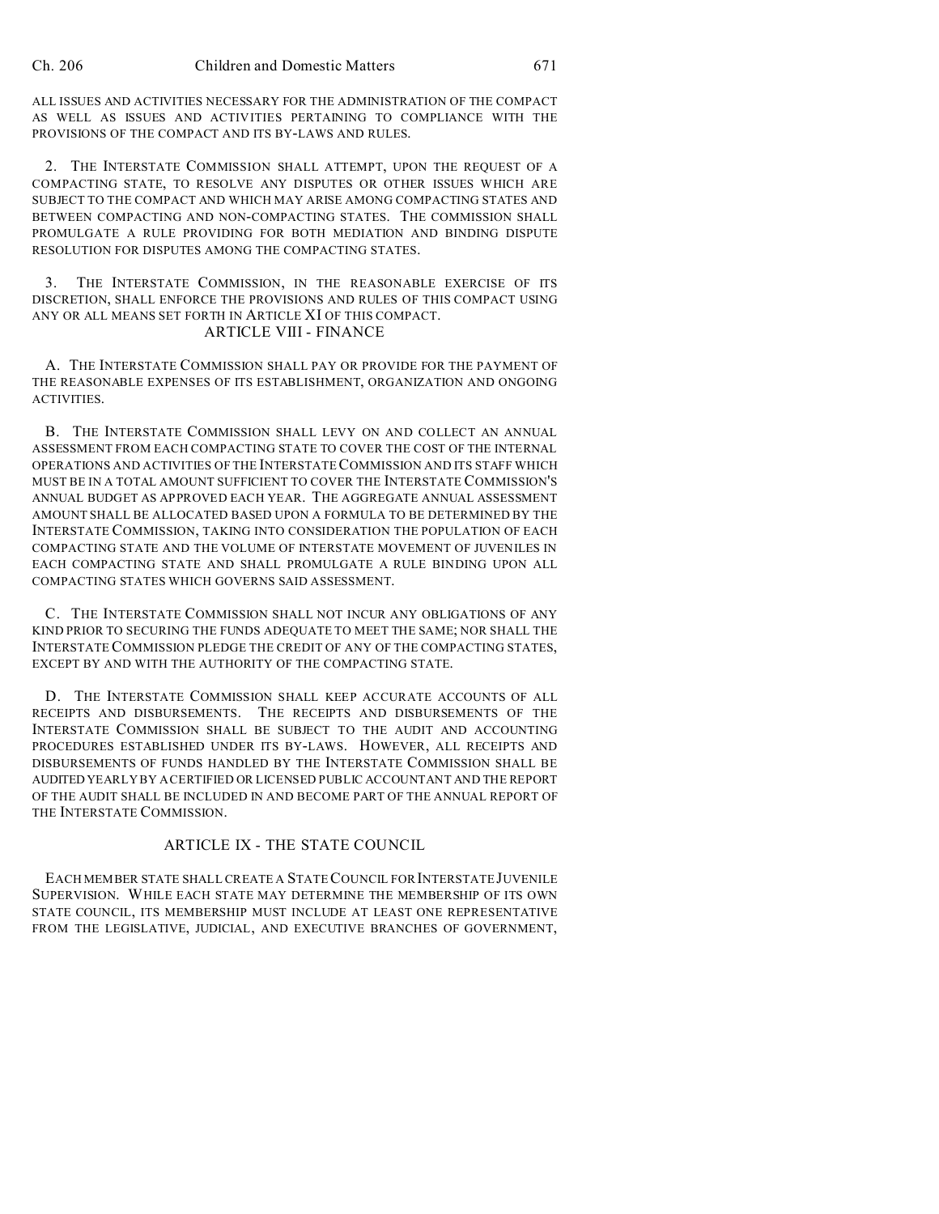ALL ISSUES AND ACTIVITIES NECESSARY FOR THE ADMINISTRATION OF THE COMPACT AS WELL AS ISSUES AND ACTIVITIES PERTAINING TO COMPLIANCE WITH THE PROVISIONS OF THE COMPACT AND ITS BY-LAWS AND RULES.

2. THE INTERSTATE COMMISSION SHALL ATTEMPT, UPON THE REQUEST OF A COMPACTING STATE, TO RESOLVE ANY DISPUTES OR OTHER ISSUES WHICH ARE SUBJECT TO THE COMPACT AND WHICH MAY ARISE AMONG COMPACTING STATES AND BETWEEN COMPACTING AND NON-COMPACTING STATES. THE COMMISSION SHALL PROMULGATE A RULE PROVIDING FOR BOTH MEDIATION AND BINDING DISPUTE RESOLUTION FOR DISPUTES AMONG THE COMPACTING STATES.

3. THE INTERSTATE COMMISSION, IN THE REASONABLE EXERCISE OF ITS DISCRETION, SHALL ENFORCE THE PROVISIONS AND RULES OF THIS COMPACT USING ANY OR ALL MEANS SET FORTH IN ARTICLE XI OF THIS COMPACT.

## ARTICLE VIII - FINANCE

A. THE INTERSTATE COMMISSION SHALL PAY OR PROVIDE FOR THE PAYMENT OF THE REASONABLE EXPENSES OF ITS ESTABLISHMENT, ORGANIZATION AND ONGOING ACTIVITIES.

B. THE INTERSTATE COMMISSION SHALL LEVY ON AND COLLECT AN ANNUAL ASSESSMENT FROM EACH COMPACTING STATE TO COVER THE COST OF THE INTERNAL OPERATIONS AND ACTIVITIES OF THE INTERSTATE COMMISSION AND ITS STAFF WHICH MUST BE IN A TOTAL AMOUNT SUFFICIENT TO COVER THE INTERSTATE COMMISSION'S ANNUAL BUDGET AS APPROVED EACH YEAR. THE AGGREGATE ANNUAL ASSESSMENT AMOUNT SHALL BE ALLOCATED BASED UPON A FORMULA TO BE DETERMINED BY THE INTERSTATE COMMISSION, TAKING INTO CONSIDERATION THE POPULATION OF EACH COMPACTING STATE AND THE VOLUME OF INTERSTATE MOVEMENT OF JUVENILES IN EACH COMPACTING STATE AND SHALL PROMULGATE A RULE BINDING UPON ALL COMPACTING STATES WHICH GOVERNS SAID ASSESSMENT.

C. THE INTERSTATE COMMISSION SHALL NOT INCUR ANY OBLIGATIONS OF ANY KIND PRIOR TO SECURING THE FUNDS ADEQUATE TO MEET THE SAME; NOR SHALL THE INTERSTATE COMMISSION PLEDGE THE CREDIT OF ANY OF THE COMPACTING STATES, EXCEPT BY AND WITH THE AUTHORITY OF THE COMPACTING STATE.

D. THE INTERSTATE COMMISSION SHALL KEEP ACCURATE ACCOUNTS OF ALL RECEIPTS AND DISBURSEMENTS. THE RECEIPTS AND DISBURSEMENTS OF THE INTERSTATE COMMISSION SHALL BE SUBJECT TO THE AUDIT AND ACCOUNTING PROCEDURES ESTABLISHED UNDER ITS BY-LAWS. HOWEVER, ALL RECEIPTS AND DISBURSEMENTS OF FUNDS HANDLED BY THE INTERSTATE COMMISSION SHALL BE AUDITED YEARLY BY A CERTIFIED OR LICENSED PUBLIC ACCOUNTANT AND THE REPORT OF THE AUDIT SHALL BE INCLUDED IN AND BECOME PART OF THE ANNUAL REPORT OF THE INTERSTATE COMMISSION.

## ARTICLE IX - THE STATE COUNCIL

EACH MEMBER STATE SHALL CREATE A STATE COUNCIL FOR INTERSTATE JUVENILE SUPERVISION. WHILE EACH STATE MAY DETERMINE THE MEMBERSHIP OF ITS OWN STATE COUNCIL, ITS MEMBERSHIP MUST INCLUDE AT LEAST ONE REPRESENTATIVE FROM THE LEGISLATIVE, JUDICIAL, AND EXECUTIVE BRANCHES OF GOVERNMENT,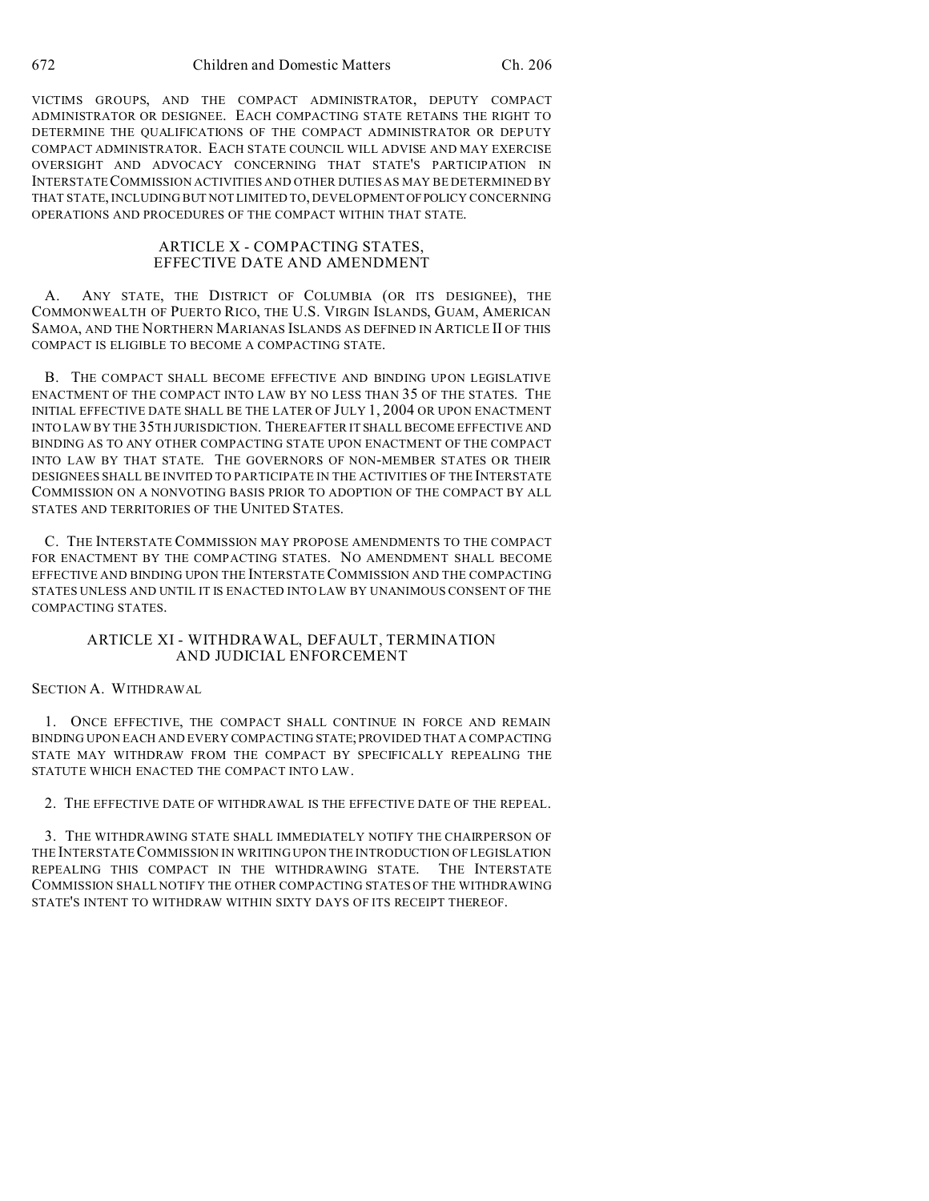VICTIMS GROUPS, AND THE COMPACT ADMINISTRATOR, DEPUTY COMPACT ADMINISTRATOR OR DESIGNEE. EACH COMPACTING STATE RETAINS THE RIGHT TO DETERMINE THE QUALIFICATIONS OF THE COMPACT ADMINISTRATOR OR DEPUTY COMPACT ADMINISTRATOR. EACH STATE COUNCIL WILL ADVISE AND MAY EXERCISE OVERSIGHT AND ADVOCACY CONCERNING THAT STATE'S PARTICIPATION IN INTERSTATE COMMISSION ACTIVITIES AND OTHER DUTIES AS MAY BE DETERMINED BY THAT STATE, INCLUDING BUT NOT LIMITED TO, DEVELOPMENT OF POLICY CONCERNING OPERATIONS AND PROCEDURES OF THE COMPACT WITHIN THAT STATE.

## ARTICLE X - COMPACTING STATES, EFFECTIVE DATE AND AMENDMENT

A. ANY STATE, THE DISTRICT OF COLUMBIA (OR ITS DESIGNEE), THE COMMONWEALTH OF PUERTO RICO, THE U.S. VIRGIN ISLANDS, GUAM, AMERICAN SAMOA, AND THE NORTHERN MARIANAS ISLANDS AS DEFINED IN ARTICLE II OF THIS COMPACT IS ELIGIBLE TO BECOME A COMPACTING STATE.

B. THE COMPACT SHALL BECOME EFFECTIVE AND BINDING UPON LEGISLATIVE ENACTMENT OF THE COMPACT INTO LAW BY NO LESS THAN 35 OF THE STATES. THE INITIAL EFFECTIVE DATE SHALL BE THE LATER OF JULY 1, 2004 OR UPON ENACTMENT INTO LAW BY THE 35TH JURISDICTION. THEREAFTER IT SHALL BECOME EFFECTIVE AND BINDING AS TO ANY OTHER COMPACTING STATE UPON ENACTMENT OF THE COMPACT INTO LAW BY THAT STATE. THE GOVERNORS OF NON-MEMBER STATES OR THEIR DESIGNEES SHALL BE INVITED TO PARTICIPATE IN THE ACTIVITIES OF THE INTERSTATE COMMISSION ON A NONVOTING BASIS PRIOR TO ADOPTION OF THE COMPACT BY ALL STATES AND TERRITORIES OF THE UNITED STATES.

C. THE INTERSTATE COMMISSION MAY PROPOSE AMENDMENTS TO THE COMPACT FOR ENACTMENT BY THE COMPACTING STATES. NO AMENDMENT SHALL BECOME EFFECTIVE AND BINDING UPON THE INTERSTATE COMMISSION AND THE COMPACTING STATES UNLESS AND UNTIL IT IS ENACTED INTO LAW BY UNANIMOUS CONSENT OF THE COMPACTING STATES.

## ARTICLE XI - WITHDRAWAL, DEFAULT, TERMINATION AND JUDICIAL ENFORCEMENT

SECTION A. WITHDRAWAL

1. ONCE EFFECTIVE, THE COMPACT SHALL CONTINUE IN FORCE AND REMAIN BINDING UPON EACH AND EVERY COMPACTING STATE; PROVIDED THAT A COMPACTING STATE MAY WITHDRAW FROM THE COMPACT BY SPECIFICALLY REPEALING THE STATUTE WHICH ENACTED THE COMPACT INTO LAW.

2. THE EFFECTIVE DATE OF WITHDRAWAL IS THE EFFECTIVE DATE OF THE REPEAL.

3. THE WITHDRAWING STATE SHALL IMMEDIATELY NOTIFY THE CHAIRPERSON OF THE INTERSTATE COMMISSION IN WRITING UPON THE INTRODUCTION OF LEGISLATION REPEALING THIS COMPACT IN THE WITHDRAWING STATE. THE INTERSTATE COMMISSION SHALL NOTIFY THE OTHER COMPACTING STATES OF THE WITHDRAWING STATE'S INTENT TO WITHDRAW WITHIN SIXTY DAYS OF ITS RECEIPT THEREOF.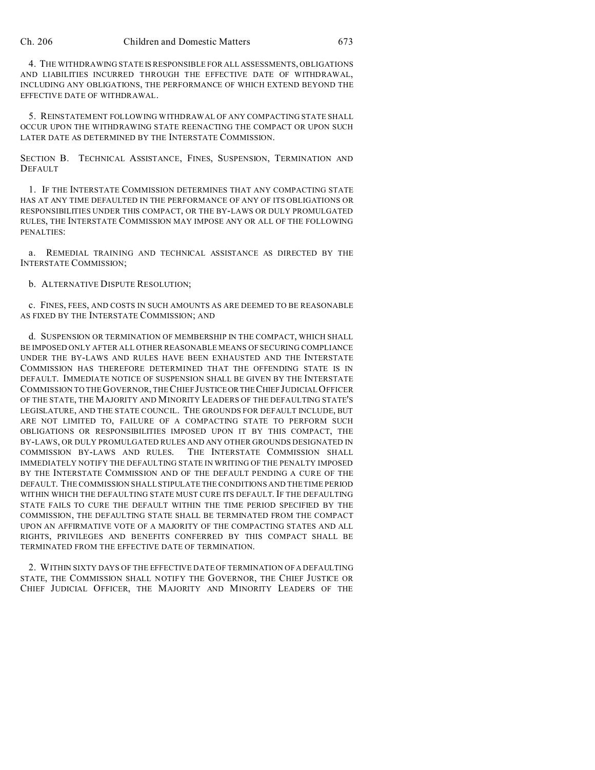4. THE WITHDRAWING STATE IS RESPONSIBLE FOR ALL ASSESSMENTS, OBLIGATIONS AND LIABILITIES INCURRED THROUGH THE EFFECTIVE DATE OF WITHDRAWAL, INCLUDING ANY OBLIGATIONS, THE PERFORMANCE OF WHICH EXTEND BEYOND THE EFFECTIVE DATE OF WITHDRAWAL.

5. REINSTATEMENT FOLLOWING WITHDRAWAL OF ANY COMPACTING STATE SHALL OCCUR UPON THE WITHDRAWING STATE REENACTING THE COMPACT OR UPON SUCH LATER DATE AS DETERMINED BY THE INTERSTATE COMMISSION.

SECTION B. TECHNICAL ASSISTANCE, FINES, SUSPENSION, TERMINATION AND DEFAULT

1. IF THE INTERSTATE COMMISSION DETERMINES THAT ANY COMPACTING STATE HAS AT ANY TIME DEFAULTED IN THE PERFORMANCE OF ANY OF ITS OBLIGATIONS OR RESPONSIBILITIES UNDER THIS COMPACT, OR THE BY-LAWS OR DULY PROMULGATED RULES, THE INTERSTATE COMMISSION MAY IMPOSE ANY OR ALL OF THE FOLLOWING PENALTIES:

a. REMEDIAL TRAINING AND TECHNICAL ASSISTANCE AS DIRECTED BY THE INTERSTATE COMMISSION;

b. ALTERNATIVE DISPUTE RESOLUTION;

c. FINES, FEES, AND COSTS IN SUCH AMOUNTS AS ARE DEEMED TO BE REASONABLE AS FIXED BY THE INTERSTATE COMMISSION; AND

d. SUSPENSION OR TERMINATION OF MEMBERSHIP IN THE COMPACT, WHICH SHALL BE IMPOSED ONLY AFTER ALL OTHER REASONABLE MEANS OF SECURING COMPLIANCE UNDER THE BY-LAWS AND RULES HAVE BEEN EXHAUSTED AND THE INTERSTATE COMMISSION HAS THEREFORE DETERMINED THAT THE OFFENDING STATE IS IN DEFAULT. IMMEDIATE NOTICE OF SUSPENSION SHALL BE GIVEN BY THE INTERSTATE COMMISSION TO THE GOVERNOR, THE CHIEF JUSTICE OR THE CHIEF JUDICIAL OFFICER OF THE STATE, THE MAJORITY AND MINORITY LEADERS OF THE DEFAULTING STATE'S LEGISLATURE, AND THE STATE COUNCIL. THE GROUNDS FOR DEFAULT INCLUDE, BUT ARE NOT LIMITED TO, FAILURE OF A COMPACTING STATE TO PERFORM SUCH OBLIGATIONS OR RESPONSIBILITIES IMPOSED UPON IT BY THIS COMPACT, THE BY-LAWS, OR DULY PROMULGATED RULES AND ANY OTHER GROUNDS DESIGNATED IN COMMISSION BY-LAWS AND RULES. THE INTERSTATE COMMISSION SHALL IMMEDIATELY NOTIFY THE DEFAULTING STATE IN WRITING OF THE PENALTY IMPOSED BY THE INTERSTATE COMMISSION AND OF THE DEFAULT PENDING A CURE OF THE DEFAULT. THE COMMISSION SHALL STIPULATE THE CONDITIONS AND THE TIME PERIOD WITHIN WHICH THE DEFAULTING STATE MUST CURE ITS DEFAULT. IF THE DEFAULTING STATE FAILS TO CURE THE DEFAULT WITHIN THE TIME PERIOD SPECIFIED BY THE COMMISSION, THE DEFAULTING STATE SHALL BE TERMINATED FROM THE COMPACT UPON AN AFFIRMATIVE VOTE OF A MAJORITY OF THE COMPACTING STATES AND ALL RIGHTS, PRIVILEGES AND BENEFITS CONFERRED BY THIS COMPACT SHALL BE TERMINATED FROM THE EFFECTIVE DATE OF TERMINATION.

2. WITHIN SIXTY DAYS OF THE EFFECTIVE DATE OF TERMINATION OF A DEFAULTING STATE, THE COMMISSION SHALL NOTIFY THE GOVERNOR, THE CHIEF JUSTICE OR CHIEF JUDICIAL OFFICER, THE MAJORITY AND MINORITY LEADERS OF THE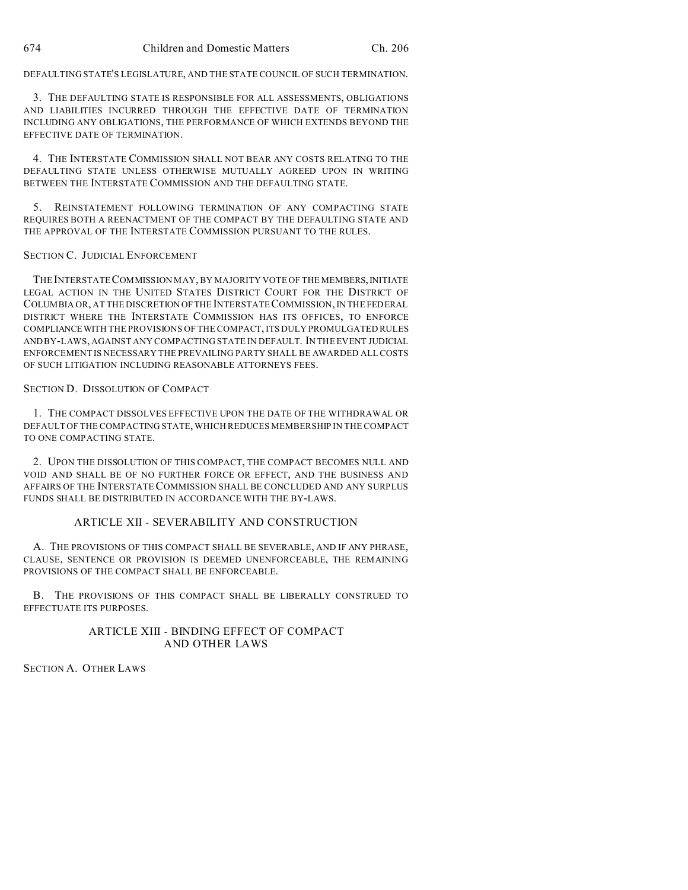DEFAULTING STATE'S LEGISLATURE, AND THE STATE COUNCIL OF SUCH TERMINATION.

3. THE DEFAULTING STATE IS RESPONSIBLE FOR ALL ASSESSMENTS, OBLIGATIONS AND LIABILITIES INCURRED THROUGH THE EFFECTIVE DATE OF TERMINATION INCLUDING ANY OBLIGATIONS, THE PERFORMANCE OF WHICH EXTENDS BEYOND THE EFFECTIVE DATE OF TERMINATION.

4. THE INTERSTATE COMMISSION SHALL NOT BEAR ANY COSTS RELATING TO THE DEFAULTING STATE UNLESS OTHERWISE MUTUALLY AGREED UPON IN WRITING BETWEEN THE INTERSTATE COMMISSION AND THE DEFAULTING STATE.

5. REINSTATEMENT FOLLOWING TERMINATION OF ANY COMPACTING STATE REQUIRES BOTH A REENACTMENT OF THE COMPACT BY THE DEFAULTING STATE AND THE APPROVAL OF THE INTERSTATE COMMISSION PURSUANT TO THE RULES.

SECTION C. JUDICIAL ENFORCEMENT

THE INTERSTATE COMMISSION MAY, BY MAJORITY VOTE OF THE MEMBERS, INITIATE LEGAL ACTION IN THE UNITED STATES DISTRICT COURT FOR THE DISTRICT OF COLUMBIA OR, AT THE DISCRETION OF THE INTERSTATE COMMISSION, IN THE FEDERAL DISTRICT WHERE THE INTERSTATE COMMISSION HAS ITS OFFICES, TO ENFORCE COMPLIANCE WITH THE PROVISIONS OF THE COMPACT, ITS DULY PROMULGATED RULES AND BY-LAWS, AGAINST ANY COMPACTING STATE IN DEFAULT. IN THE EVENT JUDICIAL ENFORCEMENT IS NECESSARY THE PREVAILING PARTY SHALL BE AWARDED ALL COSTS OF SUCH LITIGATION INCLUDING REASONABLE ATTORNEYS FEES.

SECTION D. DISSOLUTION OF COMPACT

1. THE COMPACT DISSOLVES EFFECTIVE UPON THE DATE OF THE WITHDRAWAL OR DEFAULT OF THE COMPACTING STATE, WHICH REDUCES MEMBERSHIP IN THE COMPACT TO ONE COMPACTING STATE.

2. UPON THE DISSOLUTION OF THIS COMPACT, THE COMPACT BECOMES NULL AND VOID AND SHALL BE OF NO FURTHER FORCE OR EFFECT, AND THE BUSINESS AND AFFAIRS OF THE INTERSTATE COMMISSION SHALL BE CONCLUDED AND ANY SURPLUS FUNDS SHALL BE DISTRIBUTED IN ACCORDANCE WITH THE BY-LAWS.

## ARTICLE XII - SEVERABILITY AND CONSTRUCTION

A. THE PROVISIONS OF THIS COMPACT SHALL BE SEVERABLE, AND IF ANY PHRASE, CLAUSE, SENTENCE OR PROVISION IS DEEMED UNENFORCEABLE, THE REMAINING PROVISIONS OF THE COMPACT SHALL BE ENFORCEABLE.

B. THE PROVISIONS OF THIS COMPACT SHALL BE LIBERALLY CONSTRUED TO EFFECTUATE ITS PURPOSES.

## ARTICLE XIII - BINDING EFFECT OF COMPACT AND OTHER LAWS

SECTION A. OTHER LAWS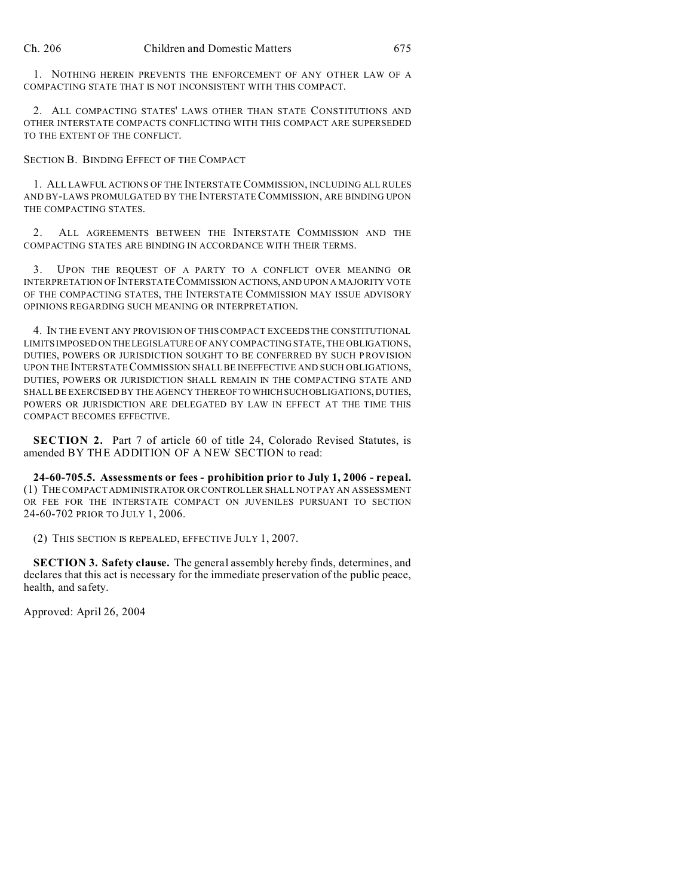1. NOTHING HEREIN PREVENTS THE ENFORCEMENT OF ANY OTHER LAW OF A COMPACTING STATE THAT IS NOT INCONSISTENT WITH THIS COMPACT.

2. ALL COMPACTING STATES' LAWS OTHER THAN STATE CONSTITUTIONS AND OTHER INTERSTATE COMPACTS CONFLICTING WITH THIS COMPACT ARE SUPERSEDED TO THE EXTENT OF THE CONFLICT.

SECTION B. BINDING EFFECT OF THE COMPACT

1. ALL LAWFUL ACTIONS OF THE INTERSTATE COMMISSION, INCLUDING ALL RULES AND BY-LAWS PROMULGATED BY THE INTERSTATE COMMISSION, ARE BINDING UPON THE COMPACTING STATES.

2. ALL AGREEMENTS BETWEEN THE INTERSTATE COMMISSION AND THE COMPACTING STATES ARE BINDING IN ACCORDANCE WITH THEIR TERMS.

3. UPON THE REQUEST OF A PARTY TO A CONFLICT OVER MEANING OR INTERPRETATION OF INTERSTATE COMMISSION ACTIONS, AND UPON A MAJORITY VOTE OF THE COMPACTING STATES, THE INTERSTATE COMMISSION MAY ISSUE ADVISORY OPINIONS REGARDING SUCH MEANING OR INTERPRETATION.

4. IN THE EVENT ANY PROVISION OF THIS COMPACT EXCEEDS THE CONSTITUTIONAL LIMITS IMPOSED ON THE LEGISLATURE OF ANY COMPACTING STATE, THE OBLIGATIONS, DUTIES, POWERS OR JURISDICTION SOUGHT TO BE CONFERRED BY SUCH PROVISION UPON THE INTERSTATE COMMISSION SHALL BE INEFFECTIVE AND SUCH OBLIGATIONS, DUTIES, POWERS OR JURISDICTION SHALL REMAIN IN THE COMPACTING STATE AND SHALL BE EXERCISED BY THE AGENCY THEREOF TO WHICH SUCH OBLIGATIONS, DUTIES, POWERS OR JURISDICTION ARE DELEGATED BY LAW IN EFFECT AT THE TIME THIS COMPACT BECOMES EFFECTIVE.

**SECTION 2.** Part 7 of article 60 of title 24, Colorado Revised Statutes, is amended BY THE ADDITION OF A NEW SECTION to read:

**24-60-705.5. Assessments or fees - prohibition prior to July 1, 2006 - repeal.** (1) THE COMPACT ADMINISTRATOR OR CONTROLLER SHALL NOT PAY AN ASSESSMENT OR FEE FOR THE INTERSTATE COMPACT ON JUVENILES PURSUANT TO SECTION 24-60-702 PRIOR TO JULY 1, 2006.

(2) THIS SECTION IS REPEALED, EFFECTIVE JULY 1, 2007.

**SECTION 3. Safety clause.** The general assembly hereby finds, determines, and declares that this act is necessary for the immediate preservation of the public peace, health, and safety.

Approved: April 26, 2004